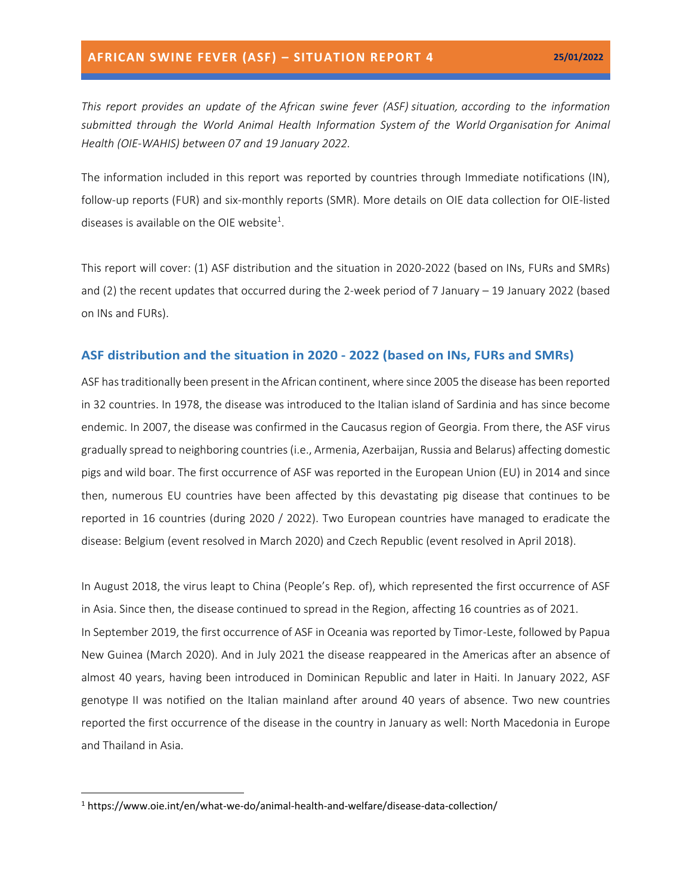# AFRICAN SWINE FEVER (ASF) – SITUATION REPORT 4

**25/01/2022**

*This report provides an update of the African swine fever (ASF) situation, according to the information submitted through the World Animal Health Information System of the World Organisation for Animal Health (OIE-WAHIS) between 07 and 19 January 2022.*

The information included in this report was reported by countries through Immediate notifications (IN), follow-up reports (FUR) and six-monthly reports (SMR). More details on OIE data collection for OIE-listed diseases is available on the OIE website[1].

This report will cover: (1) ASF distribution and the situation in 2020-2022 (based on INs, FURs and SMRs) and (2) the recent updates that occurred during the 2-week period of 7 January – 19 January 2022 (based on INs and FURs).

## ASF distribution and the situation in 2020 - 2022 (based on INs, FURs and SMRs)

ASF has traditionally been present in the African continent, where since 2005 the disease has been reported in 32 countries. In 1978, the disease was introduced to the Italian island of Sardinia and has since become endemic. In 2007, the disease was confirmed in the Caucasus region of Georgia. From there, the ASF virus gradually spread to neighboring countries (i.e., Armenia, Azerbaijan, Russia and Belarus) affecting domestic pigs and wild boar. The first occurrence of ASF was reported in the European Union (EU) in 2014 and since then, numerous EU countries have been affected by this devastating pig disease that continues to be reported in 16 countries (during 2020 / 2022). Two European countries have managed to eradicate the disease: Belgium (event resolved in March 2020) and Czech Republic (event resolved in April 2018).

In August 2018, the virus leapt to China (People's Rep. of), which represented the first occurrence of ASF in Asia. Since then, the disease continued to spread in the Region, affecting 16 countries as of 2021. In September 2019, the first occurrence of ASF in Oceania was reported by Timor-Leste, followed by Papua New Guinea (March 2020). And in July 2021 the disease reappeared in the Americas after an absence of almost 40 years, having been introduced in Dominican Republic and later in Haiti. In January 2022, ASF genotype II was notified on the Italian mainland after around 40 years of absence. Two new countries reported the first occurrence of the disease in the country in January as well: North Macedonia in Europe and Thailand in Asia.

[1] https://www.oie.int/en/what-we-do/animal-health-and-welfare/disease-data-collection/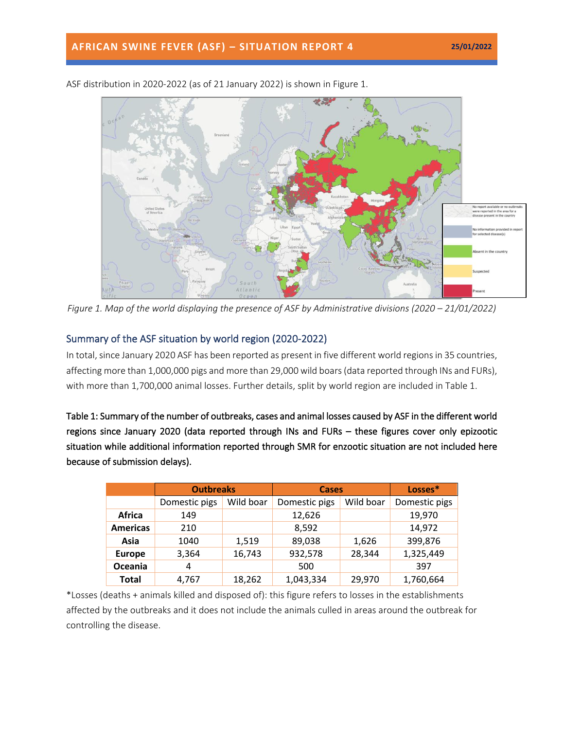ASF distribution in 2020-2022 (as of 21 January 2022) is shown in Figure 1.

*Figure 1. Map of the world displaying the presence of ASF by Administrative divisions (2020 – 21/01/2022)*

## Summary of the ASF situation by world region (2020-2022)

In total, since January 2020 ASF has been reported as present in five different world regions in 35 countries, affecting more than 1,000,000 pigs and more than 29,000 wild boars (data reported through INs and FURs), with more than 1,700,000 animal losses. Further details, split by world region are included in Table 1.

**Table 1: Summary of the number of outbreaks, cases and animal losses caused by ASF in the different world regions since January 2020 (data reported through INs and FURs – these figures cover only epizootic situation while additional information reported through SMR for enzootic situation are not included here because of submission delays).**

| | Outbreaks | | Cases | | Losses* |
|---|---|---|---|---|---|
| | Domestic pigs | Wild boar | Domestic pigs | Wild boar | Domestic pigs |
| **Africa** | 149 | | 12,626 | | 19,970 |
| **Americas** | 210 | | 8,592 | | 14,972 |
| **Asia** | 1040 | 1,519 | 89,038 | 1,626 | 399,876 |
| **Europe** | 3,364 | 16,743 | 932,578 | 28,344 | 1,325,449 |
| **Oceania** | 4 | | 500 | | 397 |
| **Total** | 4,767 | 18,262 | 1,043,334 | 29,970 | 1,760,664 |

*Losses (deaths + animals killed and disposed of): this figure refers to losses in the establishments affected by the outbreaks and it does not include the animals culled in areas around the outbreak for controlling the disease.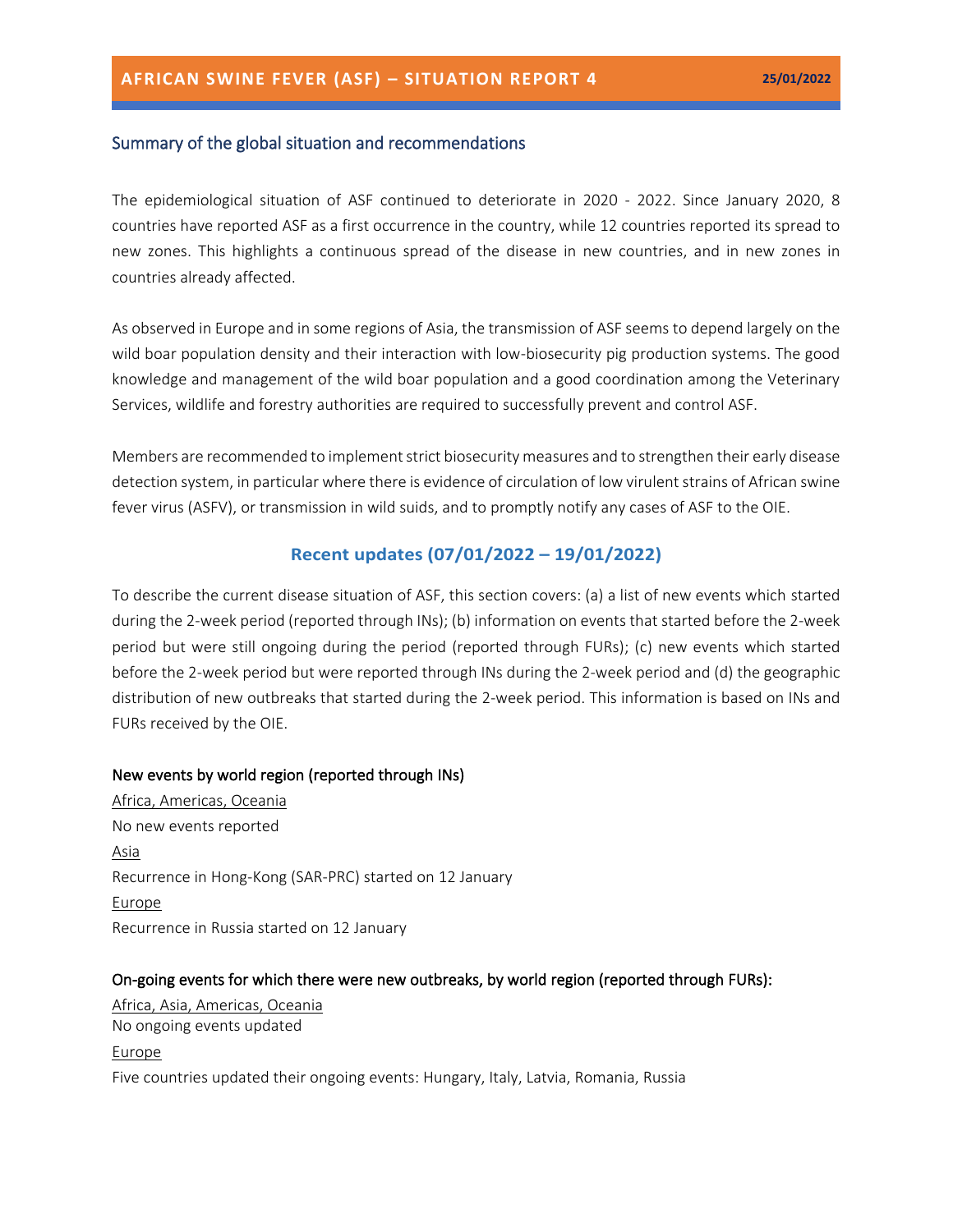# AFRICAN SWINE FEVER (ASF) – SITUATION REPORT 4

25/01/2022

## Summary of the global situation and recommendations

The epidemiological situation of ASF continued to deteriorate in 2020 - 2022. Since January 2020, 8 countries have reported ASF as a first occurrence in the country, while 12 countries reported its spread to new zones. This highlights a continuous spread of the disease in new countries, and in new zones in countries already affected.

As observed in Europe and in some regions of Asia, the transmission of ASF seems to depend largely on the wild boar population density and their interaction with low-biosecurity pig production systems. The good knowledge and management of the wild boar population and a good coordination among the Veterinary Services, wildlife and forestry authorities are required to successfully prevent and control ASF.

Members are recommended to implement strict biosecurity measures and to strengthen their early disease detection system, in particular where there is evidence of circulation of low virulent strains of African swine fever virus (ASFV), or transmission in wild suids, and to promptly notify any cases of ASF to the OIE.

## Recent updates (07/01/2022 – 19/01/2022)

To describe the current disease situation of ASF, this section covers: (a) a list of new events which started during the 2-week period (reported through INs); (b) information on events that started before the 2-week period but were still ongoing during the period (reported through FURs); (c) new events which started before the 2-week period but were reported through INs during the 2-week period and (d) the geographic distribution of new outbreaks that started during the 2-week period. This information is based on INs and FURs received by the OIE.

### New events by world region (reported through INs)

Africa, Americas, Oceania

No new events reported

Asia

Recurrence in Hong-Kong (SAR-PRC) started on 12 January

Europe

Recurrence in Russia started on 12 January

### On-going events for which there were new outbreaks, by world region (reported through FURs):

Africa, Asia, Americas, Oceania

No ongoing events updated

Europe

Five countries updated their ongoing events: Hungary, Italy, Latvia, Romania, Russia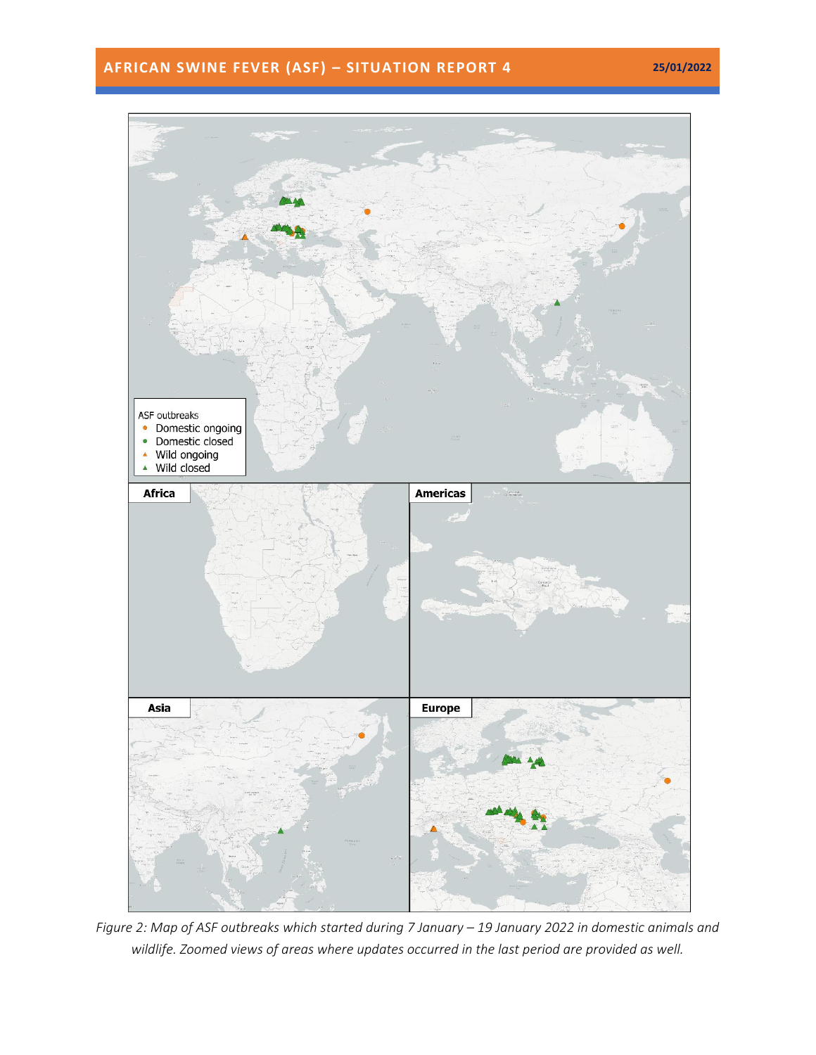*Figure 2: Map of ASF outbreaks which started during 7 January – 19 January 2022 in domestic animals and wildlife. Zoomed views of areas where updates occurred in the last period are provided as well.*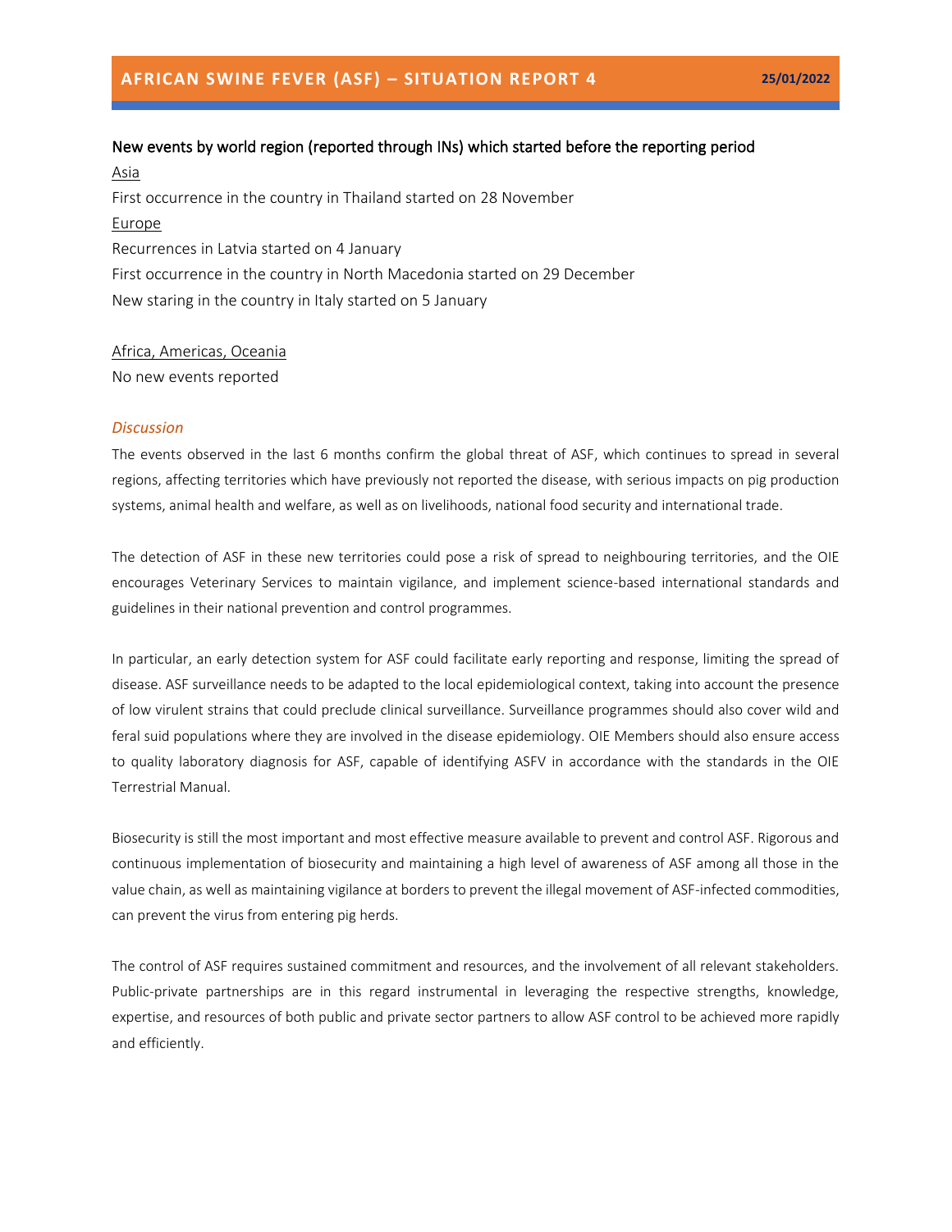## New events by world region (reported through INs) which started before the reporting period

Asia

First occurrence in the country in Thailand started on 28 November

Europe

Recurrences in Latvia started on 4 January

First occurrence in the country in North Macedonia started on 29 December

New staring in the country in Italy started on 5 January

Africa, Americas, Oceania

No new events reported

### *Discussion*

The events observed in the last 6 months confirm the global threat of ASF, which continues to spread in several regions, affecting territories which have previously not reported the disease, with serious impacts on pig production systems, animal health and welfare, as well as on livelihoods, national food security and international trade.

The detection of ASF in these new territories could pose a risk of spread to neighbouring territories, and the OIE encourages Veterinary Services to maintain vigilance, and implement science-based international standards and guidelines in their national prevention and control programmes.

In particular, an early detection system for ASF could facilitate early reporting and response, limiting the spread of disease. ASF surveillance needs to be adapted to the local epidemiological context, taking into account the presence of low virulent strains that could preclude clinical surveillance. Surveillance programmes should also cover wild and feral suid populations where they are involved in the disease epidemiology. OIE Members should also ensure access to quality laboratory diagnosis for ASF, capable of identifying ASFV in accordance with the standards in the OIE Terrestrial Manual.

Biosecurity is still the most important and most effective measure available to prevent and control ASF. Rigorous and continuous implementation of biosecurity and maintaining a high level of awareness of ASF among all those in the value chain, as well as maintaining vigilance at borders to prevent the illegal movement of ASF-infected commodities, can prevent the virus from entering pig herds.

The control of ASF requires sustained commitment and resources, and the involvement of all relevant stakeholders. Public-private partnerships are in this regard instrumental in leveraging the respective strengths, knowledge, expertise, and resources of both public and private sector partners to allow ASF control to be achieved more rapidly and efficiently.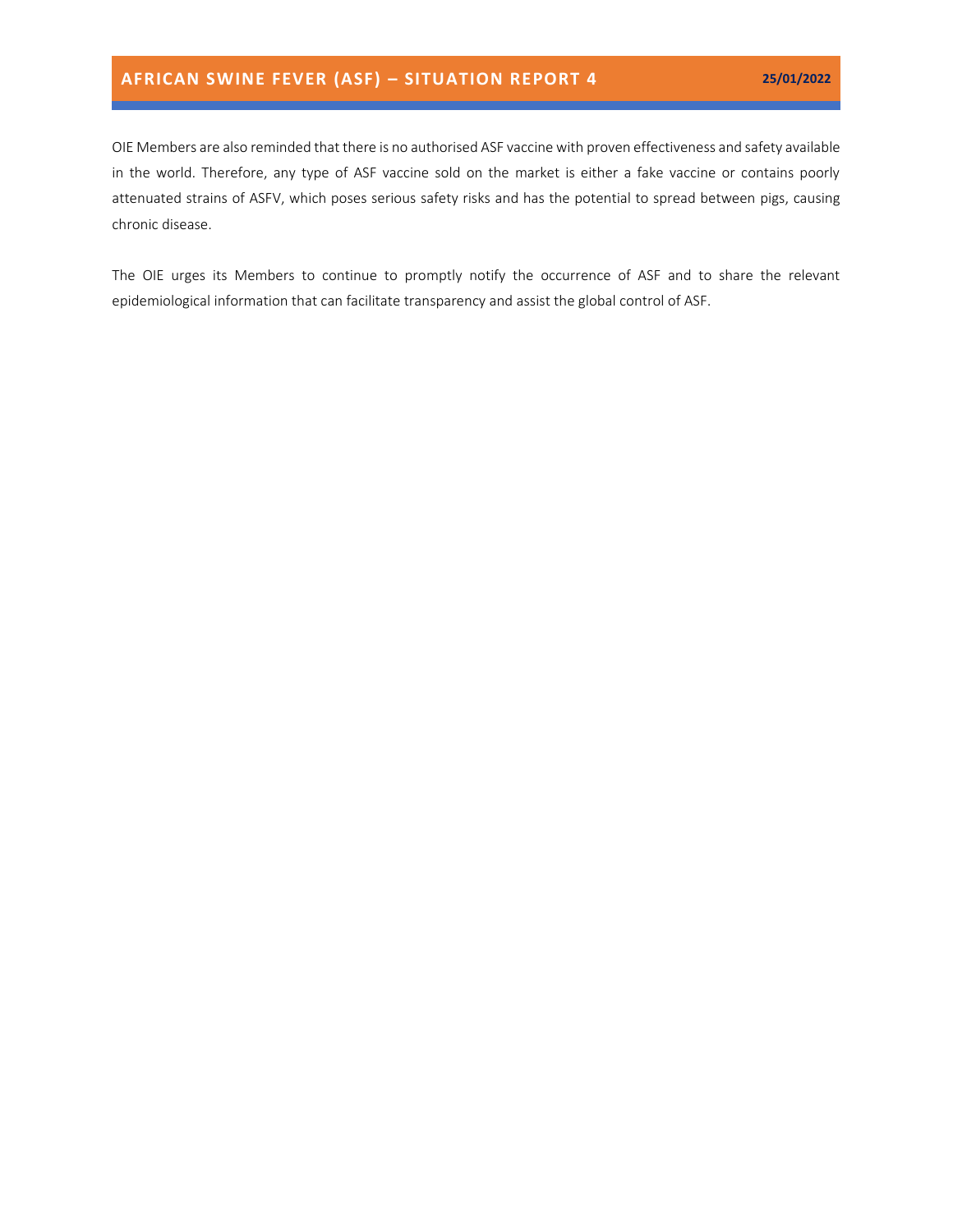OIE Members are also reminded that there is no authorised ASF vaccine with proven effectiveness and safety available in the world. Therefore, any type of ASF vaccine sold on the market is either a fake vaccine or contains poorly attenuated strains of ASFV, which poses serious safety risks and has the potential to spread between pigs, causing chronic disease.

The OIE urges its Members to continue to promptly notify the occurrence of ASF and to share the relevant epidemiological information that can facilitate transparency and assist the global control of ASF.